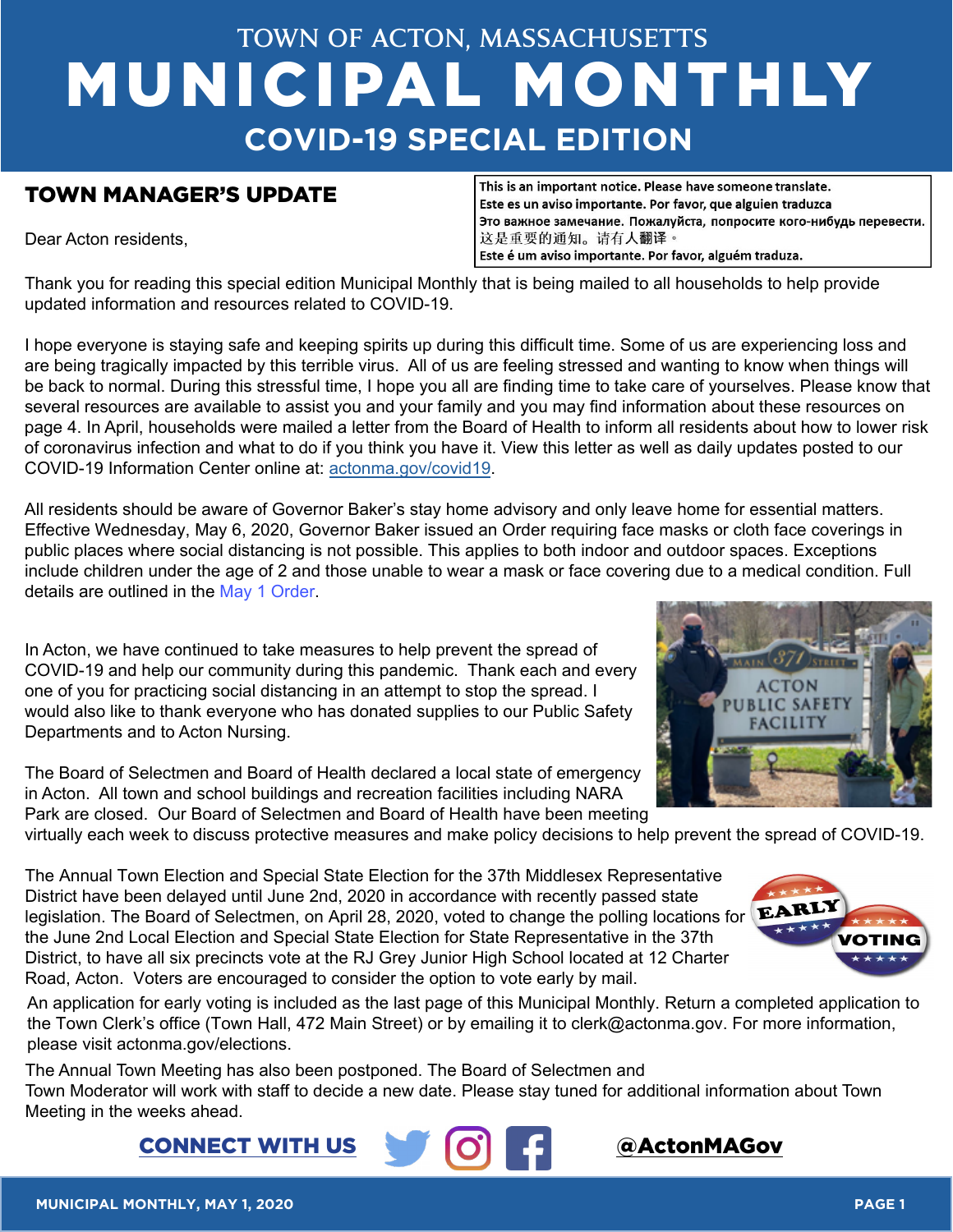# TOWN OF ACTON, MASSACHUSETTS
# MUNICIPAL MONTHLY
## COVID-19 SPECIAL EDITION

## TOWN MANAGER'S UPDATE

This is an important notice. Please have someone translate.
Este es un aviso importante. Por favor, que alguien traduzca
Это важное замечание. Пожалуйста, попросите кого-нибудь перевести.
这是重要的通知。请有人翻译。
Este é um aviso importante. Por favor, alguém traduza.

Dear Acton residents,

Thank you for reading this special edition Municipal Monthly that is being mailed to all households to help provide updated information and resources related to COVID-19.

I hope everyone is staying safe and keeping spirits up during this difficult time. Some of us are experiencing loss and are being tragically impacted by this terrible virus. All of us are feeling stressed and wanting to know when things will be back to normal. During this stressful time, I hope you all are finding time to take care of yourselves. Please know that several resources are available to assist you and your family and you may find information about these resources on page 4. In April, households were mailed a letter from the Board of Health to inform all residents about how to lower risk of coronavirus infection and what to do if you think you have it. View this letter as well as daily updates posted to our COVID-19 Information Center online at: actonma.gov/covid19.

All residents should be aware of Governor Baker's stay home advisory and only leave home for essential matters. Effective Wednesday, May 6, 2020, Governor Baker issued an Order requiring face masks or cloth face coverings in public places where social distancing is not possible. This applies to both indoor and outdoor spaces. Exceptions include children under the age of 2 and those unable to wear a mask or face covering due to a medical condition. Full details are outlined in the May 1 Order.

In Acton, we have continued to take measures to help prevent the spread of COVID-19 and help our community during this pandemic. Thank each and every one of you for practicing social distancing in an attempt to stop the spread. I would also like to thank everyone who has donated supplies to our Public Safety Departments and to Acton Nursing.

The Board of Selectmen and Board of Health declared a local state of emergency in Acton. All town and school buildings and recreation facilities including NARA Park are closed. Our Board of Selectmen and Board of Health have been meeting virtually each week to discuss protective measures and make policy decisions to help prevent the spread of COVID-19.

The Annual Town Election and Special State Election for the 37th Middlesex Representative District have been delayed until June 2nd, 2020 in accordance with recently passed state legislation. The Board of Selectmen, on April 28, 2020, voted to change the polling locations for the June 2nd Local Election and Special State Election for State Representative in the 37th District, to have all six precincts vote at the RJ Grey Junior High School located at 12 Charter Road, Acton. Voters are encouraged to consider the option to vote early by mail.

An application for early voting is included as the last page of this Municipal Monthly. Return a completed application to the Town Clerk's office (Town Hall, 472 Main Street) or by emailing it to clerk@actonma.gov. For more information, please visit actonma.gov/elections.

The Annual Town Meeting has also been postponed. The Board of Selectmen and Town Moderator will work with staff to decide a new date. Please stay tuned for additional information about Town Meeting in the weeks ahead.

**CONNECT WITH US** **@ActonMAGov**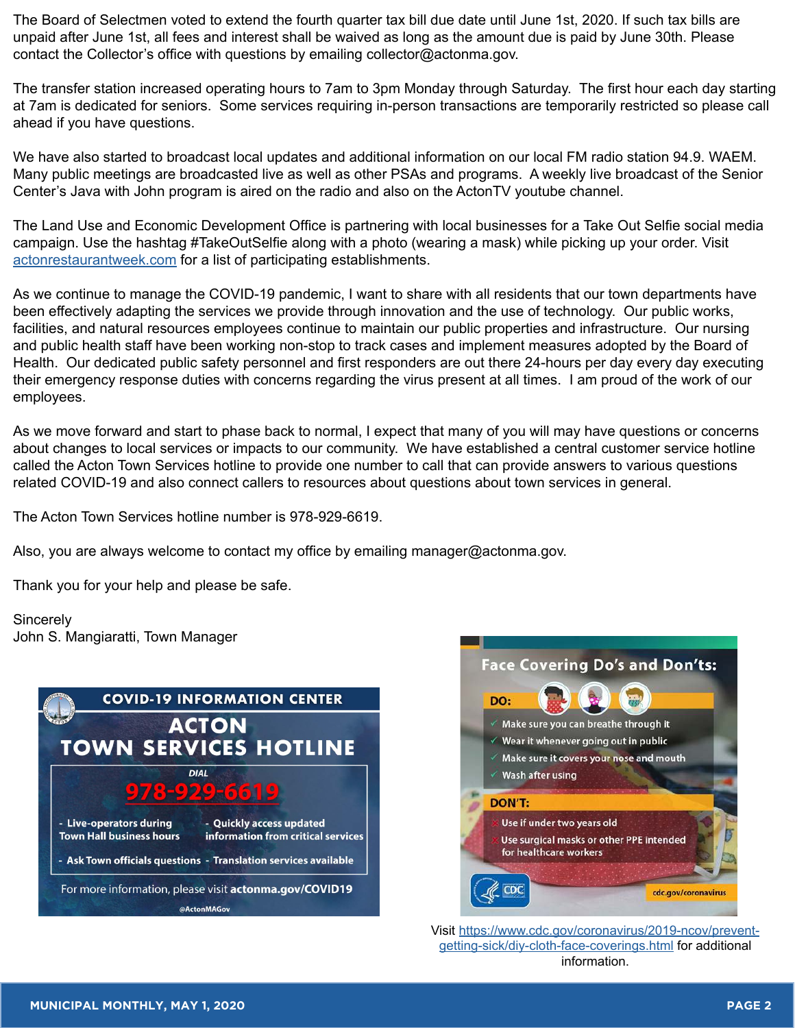The Board of Selectmen voted to extend the fourth quarter tax bill due date until June 1st, 2020. If such tax bills are unpaid after June 1st, all fees and interest shall be waived as long as the amount due is paid by June 30th. Please contact the Collector's office with questions by emailing collector@actonma.gov.

The transfer station increased operating hours to 7am to 3pm Monday through Saturday. The first hour each day starting at 7am is dedicated for seniors. Some services requiring in-person transactions are temporarily restricted so please call ahead if you have questions.

We have also started to broadcast local updates and additional information on our local FM radio station 94.9. WAEM. Many public meetings are broadcasted live as well as other PSAs and programs. A weekly live broadcast of the Senior Center's Java with John program is aired on the radio and also on the ActonTV youtube channel.

The Land Use and Economic Development Office is partnering with local businesses for a Take Out Selfie social media campaign. Use the hashtag #TakeOutSelfie along with a photo (wearing a mask) while picking up your order. Visit actonrestaurantweek.com for a list of participating establishments.

As we continue to manage the COVID-19 pandemic, I want to share with all residents that our town departments have been effectively adapting the services we provide through innovation and the use of technology. Our public works, facilities, and natural resources employees continue to maintain our public properties and infrastructure. Our nursing and public health staff have been working non-stop to track cases and implement measures adopted by the Board of Health. Our dedicated public safety personnel and first responders are out there 24-hours per day every day executing their emergency response duties with concerns regarding the virus present at all times. I am proud of the work of our employees.

As we move forward and start to phase back to normal, I expect that many of you will may have questions or concerns about changes to local services or impacts to our community. We have established a central customer service hotline called the Acton Town Services hotline to provide one number to call that can provide answers to various questions related COVID-19 and also connect callers to resources about questions about town services in general.

The Acton Town Services hotline number is 978-929-6619.

Also, you are always welcome to contact my office by emailing manager@actonma.gov.

Thank you for your help and please be safe.

Sincerely
John S. Mangiaratti, Town Manager

**COVID-19 INFORMATION CENTER**

## ACTON TOWN SERVICES HOTLINE

DIAL

**978-929-6619**

- Live-operators during Town Hall business hours
- Quickly access updated information from critical services
- Ask Town officials questions
- Translation services available

For more information, please visit **actonma.gov/COVID19**

@ActonMAGov

**Face Covering Do's and Don'ts:**

**DO:**

- Make sure you can breathe through it
- Wear it whenever going out in public
- Make sure it covers your nose and mouth
- Wash after using

**DON'T:**

- Use if under two years old
- Use surgical masks or other PPE intended for healthcare workers

CDC — cdc.gov/coronavirus

Visit https://www.cdc.gov/coronavirus/2019-ncov/prevent-getting-sick/diy-cloth-face-coverings.html for additional information.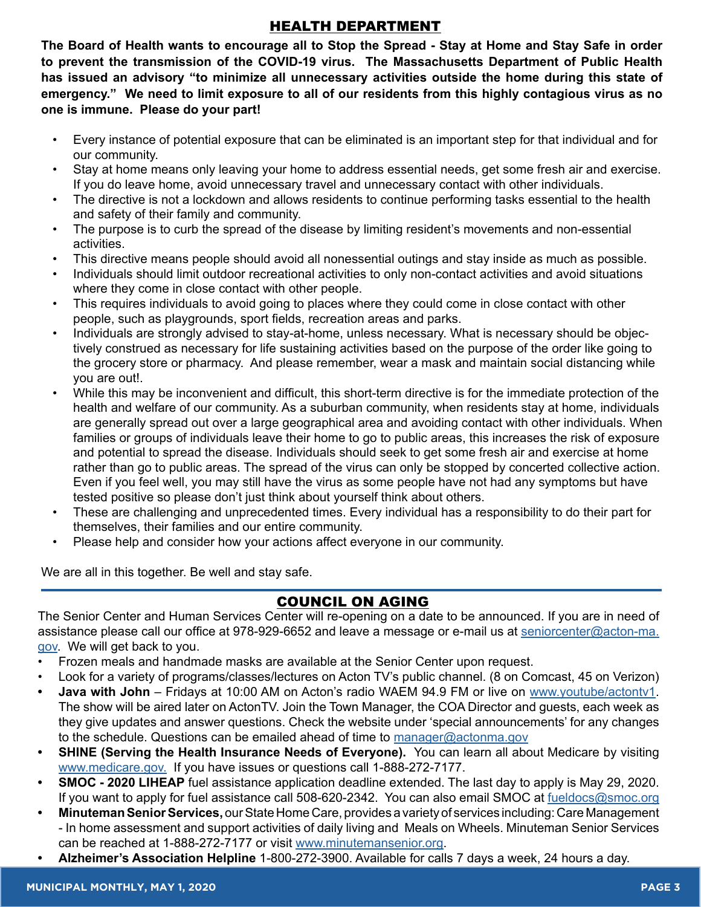## HEALTH DEPARTMENT

**The Board of Health wants to encourage all to Stop the Spread - Stay at Home and Stay Safe in order to prevent the transmission of the COVID-19 virus. The Massachusetts Department of Public Health has issued an advisory "to minimize all unnecessary activities outside the home during this state of emergency." We need to limit exposure to all of our residents from this highly contagious virus as no one is immune. Please do your part!**

- Every instance of potential exposure that can be eliminated is an important step for that individual and for our community.
- Stay at home means only leaving your home to address essential needs, get some fresh air and exercise. If you do leave home, avoid unnecessary travel and unnecessary contact with other individuals.
- The directive is not a lockdown and allows residents to continue performing tasks essential to the health and safety of their family and community.
- The purpose is to curb the spread of the disease by limiting resident's movements and non-essential activities.
- This directive means people should avoid all nonessential outings and stay inside as much as possible.
- Individuals should limit outdoor recreational activities to only non-contact activities and avoid situations where they come in close contact with other people.
- This requires individuals to avoid going to places where they could come in close contact with other people, such as playgrounds, sport fields, recreation areas and parks.
- Individuals are strongly advised to stay-at-home, unless necessary. What is necessary should be objectively construed as necessary for life sustaining activities based on the purpose of the order like going to the grocery store or pharmacy. And please remember, wear a mask and maintain social distancing while you are out!.
- While this may be inconvenient and difficult, this short-term directive is for the immediate protection of the health and welfare of our community. As a suburban community, when residents stay at home, individuals are generally spread out over a large geographical area and avoiding contact with other individuals. When families or groups of individuals leave their home to go to public areas, this increases the risk of exposure and potential to spread the disease. Individuals should seek to get some fresh air and exercise at home rather than go to public areas. The spread of the virus can only be stopped by concerted collective action. Even if you feel well, you may still have the virus as some people have not had any symptoms but have tested positive so please don't just think about yourself think about others.
- These are challenging and unprecedented times. Every individual has a responsibility to do their part for themselves, their families and our entire community.
- Please help and consider how your actions affect everyone in our community.

We are all in this together. Be well and stay safe.

## COUNCIL ON AGING

The Senior Center and Human Services Center will re-opening on a date to be announced. If you are in need of assistance please call our office at 978-929-6652 and leave a message or e-mail us at seniorcenter@acton-ma.gov. We will get back to you.

- Frozen meals and handmade masks are available at the Senior Center upon request.
- Look for a variety of programs/classes/lectures on Acton TV's public channel. (8 on Comcast, 45 on Verizon)
- **Java with John** – Fridays at 10:00 AM on Acton's radio WAEM 94.9 FM or live on www.youtube/actontv1. The show will be aired later on ActonTV. Join the Town Manager, the COA Director and guests, each week as they give updates and answer questions. Check the website under 'special announcements' for any changes to the schedule. Questions can be emailed ahead of time to manager@actonma.gov
- **SHINE (Serving the Health Insurance Needs of Everyone).** You can learn all about Medicare by visiting www.medicare.gov. If you have issues or questions call 1-888-272-7177.
- **SMOC - 2020 LIHEAP** fuel assistance application deadline extended. The last day to apply is May 29, 2020. If you want to apply for fuel assistance call 508-620-2342. You can also email SMOC at fueldocs@smoc.org
- **Minuteman Senior Services,** our State Home Care, provides a variety of services including: Care Management - In home assessment and support activities of daily living and Meals on Wheels. Minuteman Senior Services can be reached at 1-888-272-7177 or visit www.minutemansenior.org.
- **Alzheimer's Association Helpline** 1-800-272-3900. Available for calls 7 days a week, 24 hours a day.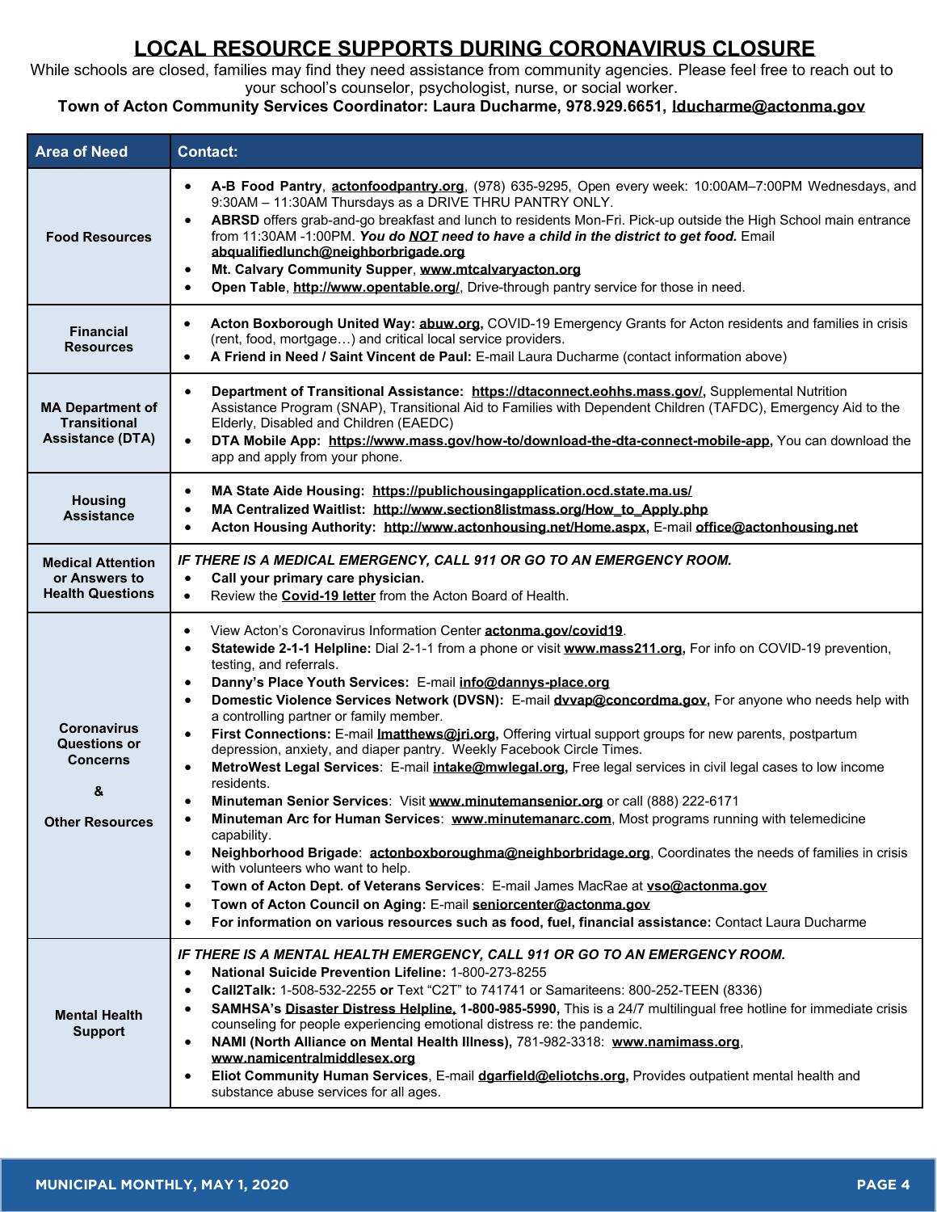# LOCAL RESOURCE SUPPORTS DURING CORONAVIRUS CLOSURE

While schools are closed, families may find they need assistance from community agencies. Please feel free to reach out to your school's counselor, psychologist, nurse, or social worker.

**Town of Acton Community Services Coordinator: Laura Ducharme, 978.929.6651, lducharme@actonma.gov**

| Area of Need | Contact: |
|---|---|
| **Food Resources** | • **A-B Food Pantry**, **actonfoodpantry.org**, (978) 635-9295, Open every week: 10:00AM–7:00PM Wednesdays, and 9:30AM – 11:30AM Thursdays as a DRIVE THRU PANTRY ONLY.<br>• **ABRSD** offers grab-and-go breakfast and lunch to residents Mon-Fri. Pick-up outside the High School main entrance from 11:30AM -1:00PM. ***You do NOT need to have a child in the district to get food.*** Email **abqualifiedlunch@neighborbrigade.org**<br>• **Mt. Calvary Community Supper**, **www.mtcalvaryacton.org**<br>• **Open Table**, **http://www.opentable.org/**, Drive-through pantry service for those in need. |
| **Financial Resources** | • **Acton Boxborough United Way: abuw.org**, COVID-19 Emergency Grants for Acton residents and families in crisis (rent, food, mortgage…) and critical local service providers.<br>• **A Friend in Need / Saint Vincent de Paul:** E-mail Laura Ducharme (contact information above) |
| **MA Department of Transitional Assistance (DTA)** | • **Department of Transitional Assistance: https://dtaconnect.eohhs.mass.gov/**, Supplemental Nutrition Assistance Program (SNAP), Transitional Aid to Families with Dependent Children (TAFDC), Emergency Aid to the Elderly, Disabled and Children (EAEDC)<br>• **DTA Mobile App: https://www.mass.gov/how-to/download-the-dta-connect-mobile-app**, You can download the app and apply from your phone. |
| **Housing Assistance** | • **MA State Aide Housing: https://publichousingapplication.ocd.state.ma.us/**<br>• **MA Centralized Waitlist: http://www.section8listmass.org/How_to_Apply.php**<br>• **Acton Housing Authority: http://www.actonhousing.net/Home.aspx**, E-mail **office@actonhousing.net** |
| **Medical Attention or Answers to Health Questions** | ***IF THERE IS A MEDICAL EMERGENCY, CALL 911 OR GO TO AN EMERGENCY ROOM.***<br>• **Call your primary care physician.**<br>• Review the **Covid-19 letter** from the Acton Board of Health. |
| **Coronavirus Questions or Concerns**<br><br>**&**<br><br>**Other Resources** | • View Acton's Coronavirus Information Center **actonma.gov/covid19**.<br>• **Statewide 2-1-1 Helpline:** Dial 2-1-1 from a phone or visit **www.mass211.org**, For info on COVID-19 prevention, testing, and referrals.<br>• **Danny's Place Youth Services:** E-mail **info@dannys-place.org**<br>• **Domestic Violence Services Network (DVSN):** E-mail **dvvap@concordma.gov**, For anyone who needs help with a controlling partner or family member.<br>• **First Connections:** E-mail **lmatthews@jri.org**, Offering virtual support groups for new parents, postpartum depression, anxiety, and diaper pantry. Weekly Facebook Circle Times.<br>• **MetroWest Legal Services**: E-mail **intake@mwlegal.org**, Free legal services in civil legal cases to low income residents.<br>• **Minuteman Senior Services**: Visit **www.minutemansenior.org** or call (888) 222-6171<br>• **Minuteman Arc for Human Services**: **www.minutemanarc.com**, Most programs running with telemedicine capability.<br>• **Neighborhood Brigade**: **actonboxboroughma@neighborbridage.org**, Coordinates the needs of families in crisis with volunteers who want to help.<br>• **Town of Acton Dept. of Veterans Services**: E-mail James MacRae at **vso@actonma.gov**<br>• **Town of Acton Council on Aging:** E-mail **seniorcenter@actonma.gov**<br>• **For information on various resources such as food, fuel, financial assistance:** Contact Laura Ducharme |
| **Mental Health Support** | ***IF THERE IS A MENTAL HEALTH EMERGENCY, CALL 911 OR GO TO AN EMERGENCY ROOM.***<br>• **National Suicide Prevention Lifeline:** 1-800-273-8255<br>• **Call2Talk:** 1-508-532-2255 **or** Text "C2T" to 741741 or Samariteens: 800-252-TEEN (8336)<br>• **SAMHSA's Disaster Distress Helpline, 1-800-985-5990,** This is a 24/7 multilingual free hotline for immediate crisis counseling for people experiencing emotional distress re: the pandemic.<br>• **NAMI (North Alliance on Mental Health Illness)**, 781-982-3318: **www.namimass.org**, **www.namicentralmiddlesex.org**<br>• **Eliot Community Human Services**, E-mail **dgarfield@eliotchs.org**, Provides outpatient mental health and substance abuse services for all ages. |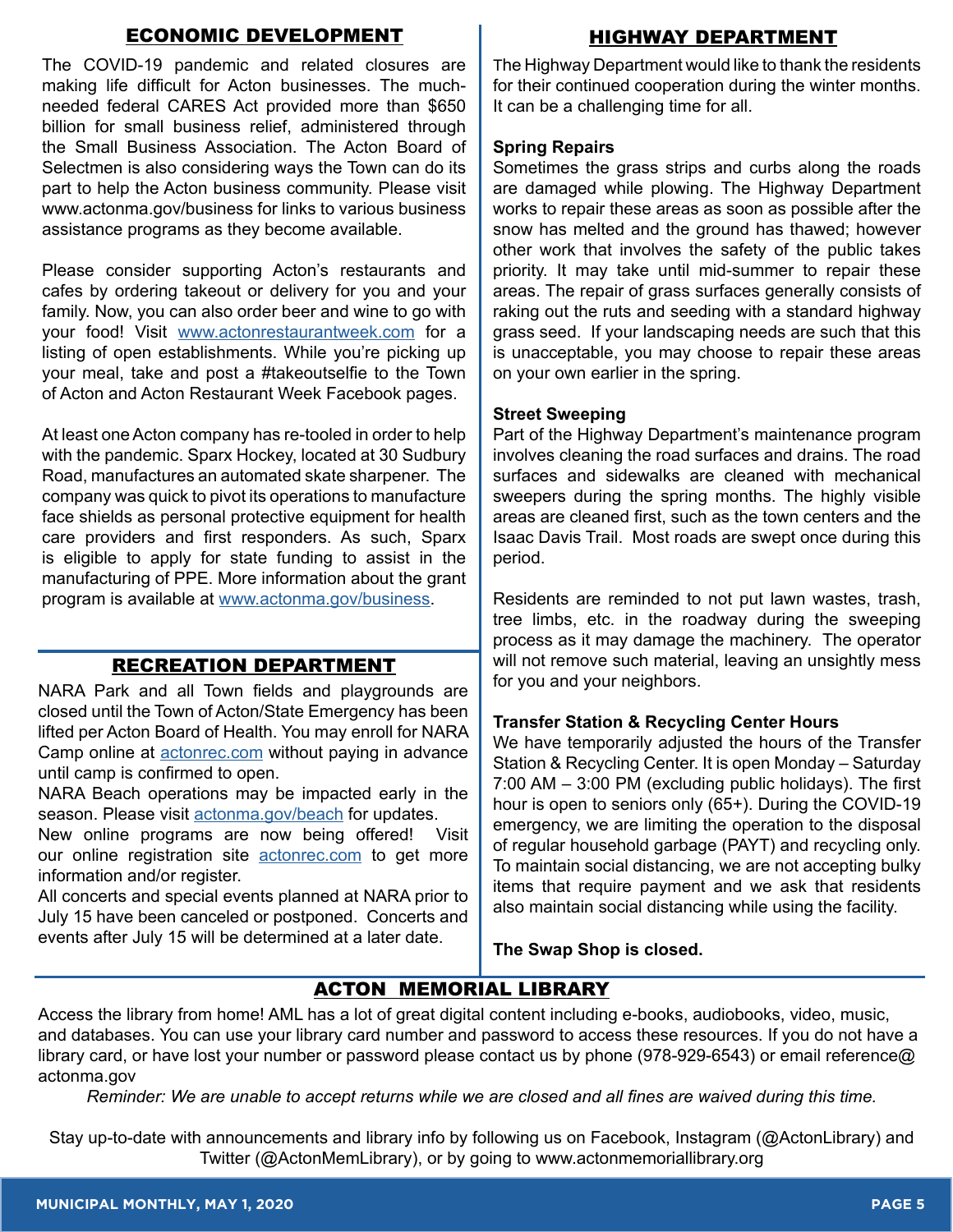## ECONOMIC DEVELOPMENT

The COVID-19 pandemic and related closures are making life difficult for Acton businesses. The much-needed federal CARES Act provided more than $650 billion for small business relief, administered through the Small Business Association. The Acton Board of Selectmen is also considering ways the Town can do its part to help the Acton business community. Please visit www.actonma.gov/business for links to various business assistance programs as they become available.

Please consider supporting Acton's restaurants and cafes by ordering takeout or delivery for you and your family. Now, you can also order beer and wine to go with your food! Visit www.actonrestaurantweek.com for a listing of open establishments. While you're picking up your meal, take and post a #takeoutselfie to the Town of Acton and Acton Restaurant Week Facebook pages.

At least one Acton company has re-tooled in order to help with the pandemic. Sparx Hockey, located at 30 Sudbury Road, manufactures an automated skate sharpener. The company was quick to pivot its operations to manufacture face shields as personal protective equipment for health care providers and first responders. As such, Sparx is eligible to apply for state funding to assist in the manufacturing of PPE. More information about the grant program is available at www.actonma.gov/business.

## RECREATION DEPARTMENT

NARA Park and all Town fields and playgrounds are closed until the Town of Acton/State Emergency has been lifted per Acton Board of Health. You may enroll for NARA Camp online at actonrec.com without paying in advance until camp is confirmed to open.

NARA Beach operations may be impacted early in the season. Please visit actonma.gov/beach for updates.

New online programs are now being offered! Visit our online registration site actonrec.com to get more information and/or register.

All concerts and special events planned at NARA prior to July 15 have been canceled or postponed. Concerts and events after July 15 will be determined at a later date.

## HIGHWAY DEPARTMENT

The Highway Department would like to thank the residents for their continued cooperation during the winter months. It can be a challenging time for all.

**Spring Repairs**

Sometimes the grass strips and curbs along the roads are damaged while plowing. The Highway Department works to repair these areas as soon as possible after the snow has melted and the ground has thawed; however other work that involves the safety of the public takes priority. It may take until mid-summer to repair these areas. The repair of grass surfaces generally consists of raking out the ruts and seeding with a standard highway grass seed. If your landscaping needs are such that this is unacceptable, you may choose to repair these areas on your own earlier in the spring.

**Street Sweeping**

Part of the Highway Department's maintenance program involves cleaning the road surfaces and drains. The road surfaces and sidewalks are cleaned with mechanical sweepers during the spring months. The highly visible areas are cleaned first, such as the town centers and the Isaac Davis Trail. Most roads are swept once during this period.

Residents are reminded to not put lawn wastes, trash, tree limbs, etc. in the roadway during the sweeping process as it may damage the machinery. The operator will not remove such material, leaving an unsightly mess for you and your neighbors.

**Transfer Station & Recycling Center Hours**

We have temporarily adjusted the hours of the Transfer Station & Recycling Center. It is open Monday – Saturday 7:00 AM – 3:00 PM (excluding public holidays). The first hour is open to seniors only (65+). During the COVID-19 emergency, we are limiting the operation to the disposal of regular household garbage (PAYT) and recycling only. To maintain social distancing, we are not accepting bulky items that require payment and we ask that residents also maintain social distancing while using the facility.

**The Swap Shop is closed.**

## ACTON MEMORIAL LIBRARY

Access the library from home! AML has a lot of great digital content including e-books, audiobooks, video, music, and databases. You can use your library card number and password to access these resources. If you do not have a library card, or have lost your number or password please contact us by phone (978-929-6543) or email reference@actonma.gov

*Reminder: We are unable to accept returns while we are closed and all fines are waived during this time.*

Stay up-to-date with announcements and library info by following us on Facebook, Instagram (@ActonLibrary) and Twitter (@ActonMemLibrary), or by going to www.actonmemoriallibrary.org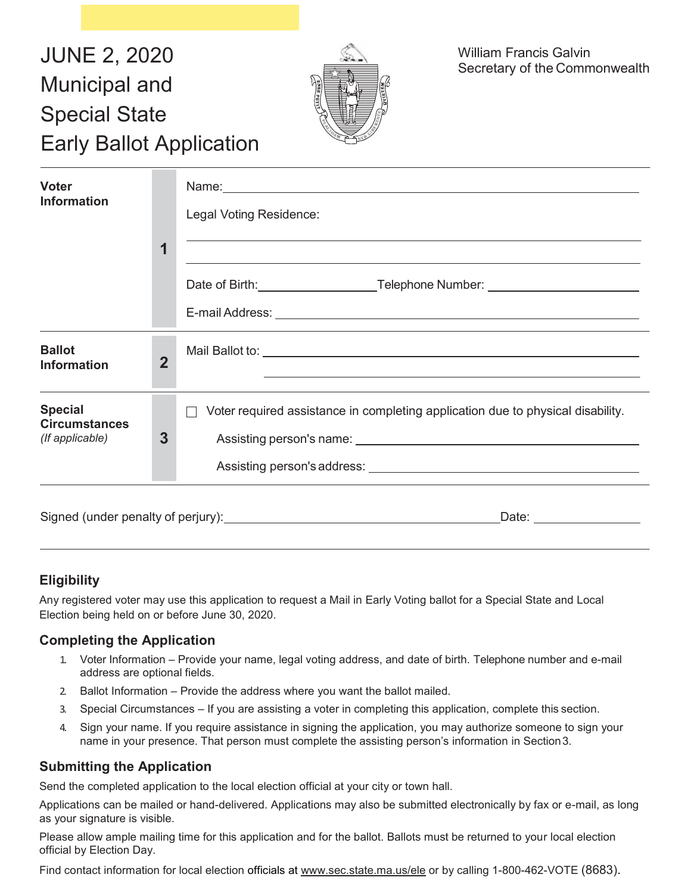# JUNE 2, 2020 Municipal and Special State Early Ballot Application

William Francis Galvin
Secretary of the Commonwealth

| | | |
|---|---|---|
| **Voter Information** | 1 | Name: ______________________<br>Legal Voting Residence: ______________________<br>______________________<br>Date of Birth: __________ Telephone Number: __________<br>E-mail Address: ______________________ |
| **Ballot Information** | 2 | Mail Ballot to: ______________________<br>______________________ |
| **Special Circumstances** *(If applicable)* | 3 | ☐ Voter required assistance in completing application due to physical disability.<br>Assisting person's name: ______________________<br>Assisting person's address: ______________________ |

Signed (under penalty of perjury): ______________________ Date: __________

### Eligibility

Any registered voter may use this application to request a Mail in Early Voting ballot for a Special State and Local Election being held on or before June 30, 2020.

### Completing the Application

1. Voter Information – Provide your name, legal voting address, and date of birth. Telephone number and e-mail address are optional fields.
2. Ballot Information – Provide the address where you want the ballot mailed.
3. Special Circumstances – If you are assisting a voter in completing this application, complete this section.
4. Sign your name. If you require assistance in signing the application, you may authorize someone to sign your name in your presence. That person must complete the assisting person's information in Section 3.

### Submitting the Application

Send the completed application to the local election official at your city or town hall.

Applications can be mailed or hand-delivered. Applications may also be submitted electronically by fax or e-mail, as long as your signature is visible.

Please allow ample mailing time for this application and for the ballot. Ballots must be returned to your local election official by Election Day.

Find contact information for local election officials at www.sec.state.ma.us/ele or by calling 1-800-462-VOTE (8683).